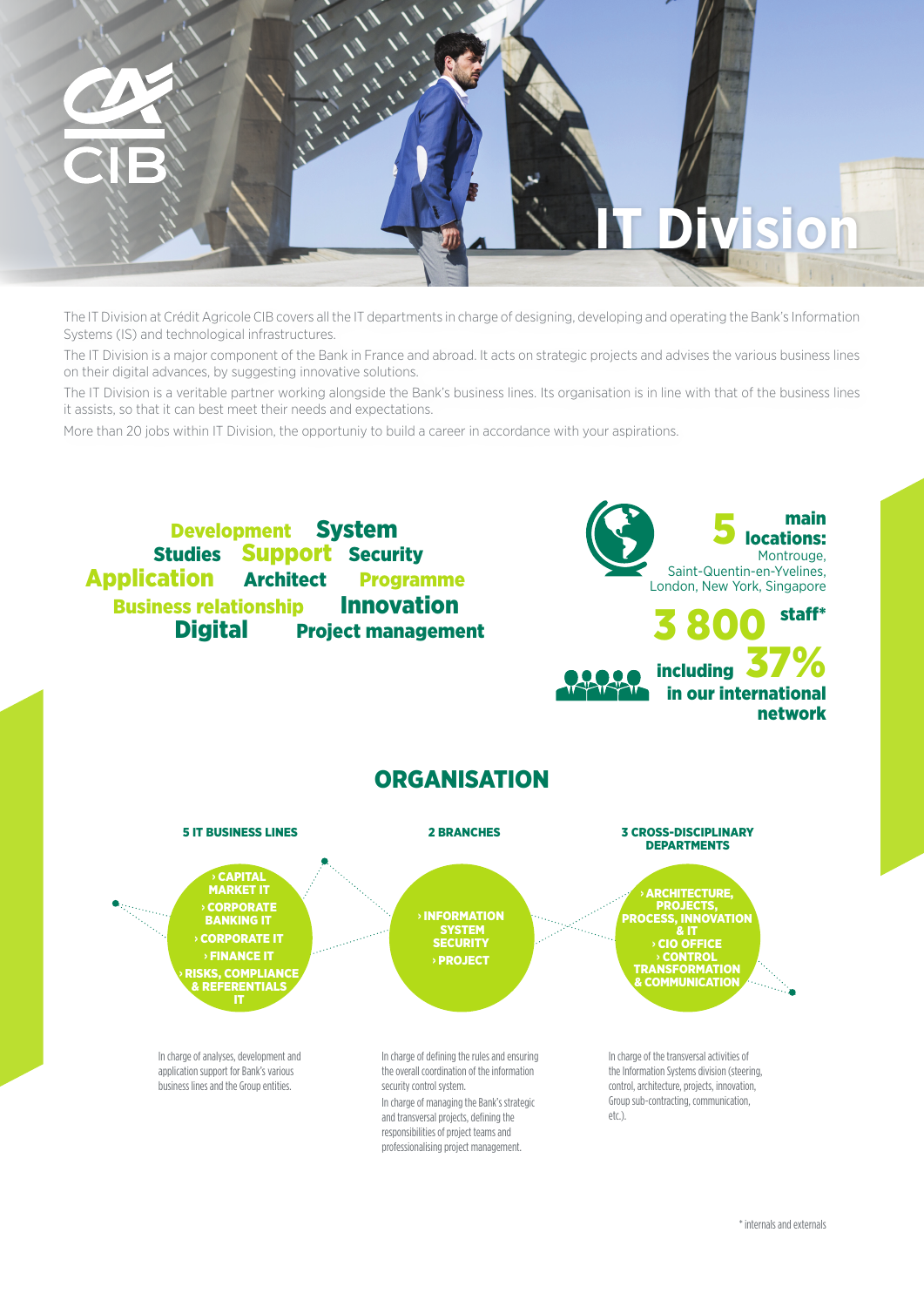# IT Division

The IT Division at Crédit Agricole CIB covers all the IT departments in charge of designing, developing and operating the Bank's Information Systems (IS) and technological infrastructures.

The IT Division is a major component of the Bank in France and abroad. It acts on strategic projects and advises the various business lines on their digital advances, by suggesting innovative solutions.

The IT Division is a veritable partner working alongside the Bank's business lines. Its organisation is in line with that of the business lines it assists, so that it can best meet their needs and expectations.

More than 20 jobs within IT Division, the opportuniy to build a career in accordance with your aspirations.

**Development System Studies Support Security Application Architect Programme Business relationship Innovation Digital Project management**

**5 main locations:** Montrouge, Saint-Quentin-en-Yvelines, London, New York, Singapore

**3 800 staff*** including **37%** in our international network

## ORGANISATION

### 5 IT BUSINESS LINES

- › CAPITAL MARKET IT
- › CORPORATE BANKING IT
- › CORPORATE IT
- › FINANCE IT
- › RISKS, COMPLIANCE & REFERENTIALS IT

In charge of analyses, development and application support for Bank's various business lines and the Group entities.

### 2 BRANCHES

- › INFORMATION SYSTEM SECURITY
- › PROJECT

In charge of defining the rules and ensuring the overall coordination of the information security control system.

In charge of managing the Bank's strategic and transversal projects, defining the responsibilities of project teams and professionalising project management.

### 3 CROSS-DISCIPLINARY DEPARTMENTS

- › ARCHITECTURE, PROJECTS, PROCESS, INNOVATION & IT
- › CIO OFFICE
- › CONTROL TRANSFORMATION & COMMUNICATION

In charge of the transversal activities of the Information Systems division (steering, control, architecture, projects, innovation, Group sub-contracting, communication, etc.).

\* internals and externals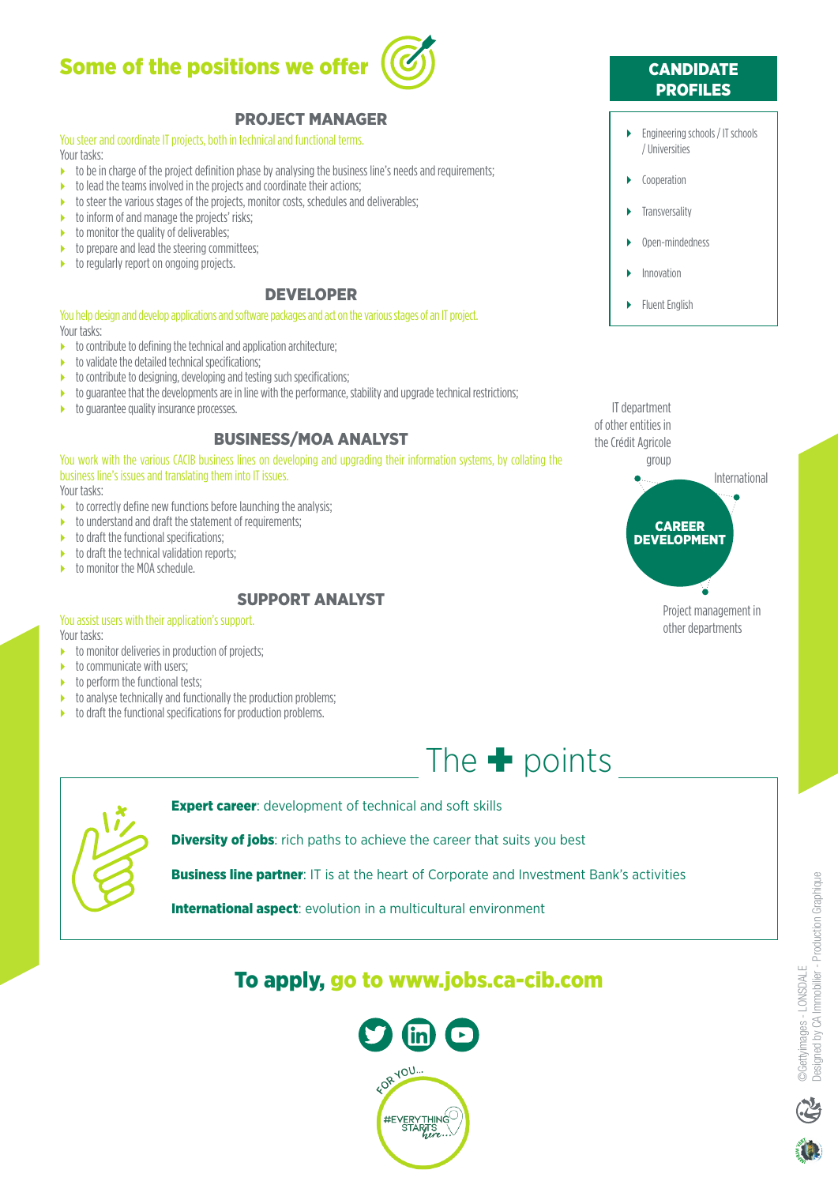## Some of the positions we offer

### PROJECT MANAGER

You steer and coordinate IT projects, both in technical and functional terms.

Your tasks:

- to be in charge of the project definition phase by analysing the business line's needs and requirements;
- to lead the teams involved in the projects and coordinate their actions;
- to steer the various stages of the projects, monitor costs, schedules and deliverables;
- to inform of and manage the projects' risks;
- to monitor the quality of deliverables;
- to prepare and lead the steering committees;
- to regularly report on ongoing projects.

### DEVELOPER

You help design and develop applications and software packages and act on the various stages of an IT project.

Your tasks:

- to contribute to defining the technical and application architecture;
- to validate the detailed technical specifications;
- to contribute to designing, developing and testing such specifications;
- to guarantee that the developments are in line with the performance, stability and upgrade technical restrictions;
- to guarantee quality insurance processes.

### BUSINESS/MOA ANALYST

You work with the various CACIB business lines on developing and upgrading their information systems, by collating the business line's issues and translating them into IT issues.

Your tasks:

- to correctly define new functions before launching the analysis;
- to understand and draft the statement of requirements;
- to draft the functional specifications;
- to draft the technical validation reports;
- to monitor the MOA schedule.

### SUPPORT ANALYST

You assist users with their application's support.

Your tasks:

- to monitor deliveries in production of projects;
- to communicate with users;
- to perform the functional tests;
- to analyse technically and functionally the production problems;
- to draft the functional specifications for production problems.

## CANDIDATE PROFILES

- Engineering schools / IT schools / Universities
- Cooperation
- Transversality
- Open-mindedness
- Innovation
- Fluent English

## CAREER DEVELOPMENT

IT department of other entities in the Crédit Agricole group

International

Project management in other departments

## The ✚ points

**Expert career**: development of technical and soft skills

**Diversity of jobs**: rich paths to achieve the career that suits you best

**Business line partner**: IT is at the heart of Corporate and Investment Bank's activities

**International aspect**: evolution in a multicultural environment

## To apply, go to www.jobs.ca-cib.com

FOR YOU... #EVERYTHING STARTS here...

©Gettyimages - LONSDALE
Designed by CA Immobilier - Production Graphique